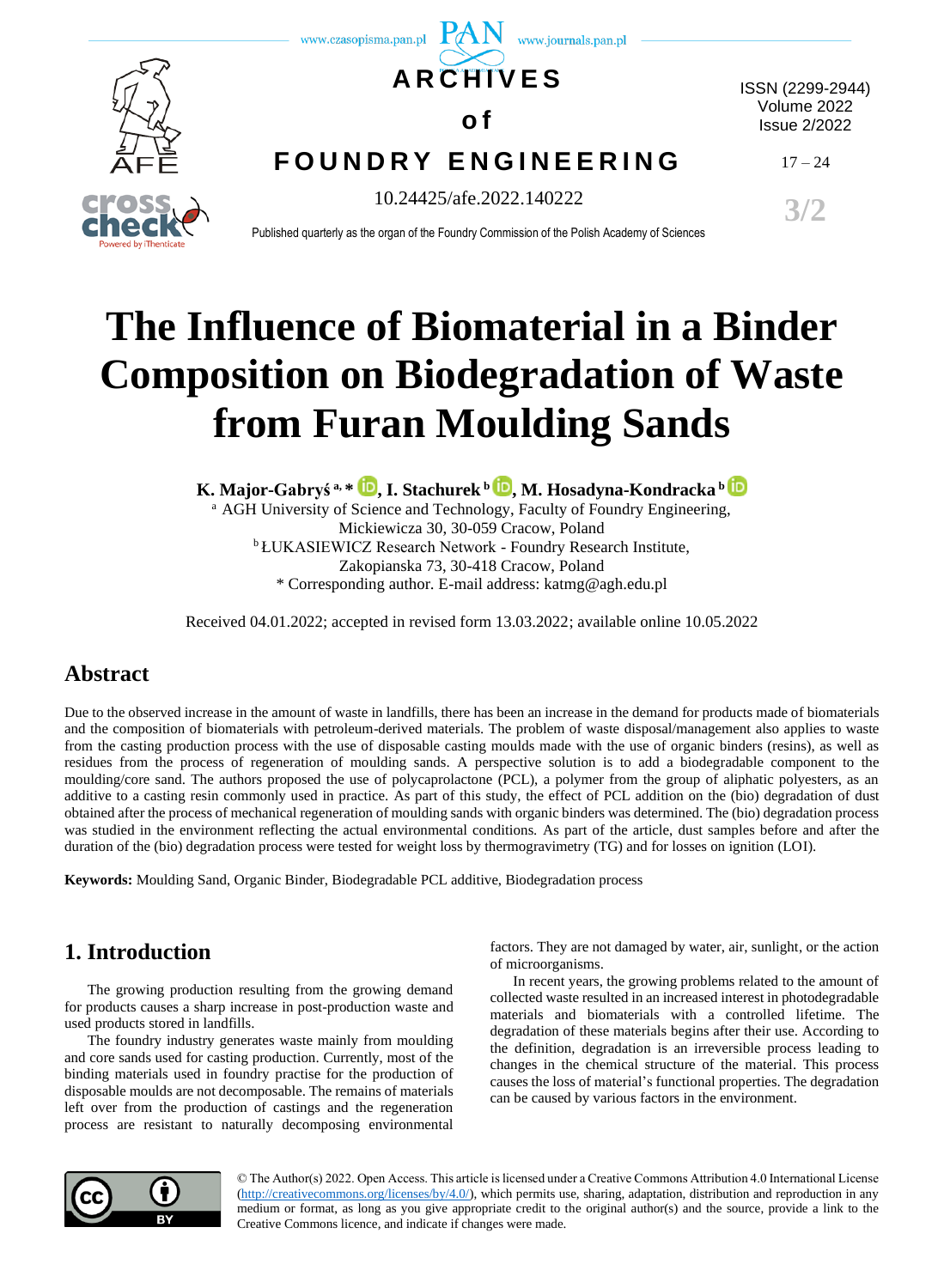# The Influence of Biomaterial in a Binder Composition on Biodegradation of Waste from Furan Moulding Sands

**K. Major-Gabryś [a, *], I. Stachurek [b], M. Hosadyna-Kondracka [b]**

[a] AGH University of Science and Technology, Faculty of Foundry Engineering, Mickiewicza 30, 30-059 Cracow, Poland

[b] ŁUKASIEWICZ Research Network - Foundry Research Institute, Zakopianska 73, 30-418 Cracow, Poland

* Corresponding author. E-mail address: katmg@agh.edu.pl

Received 04.01.2022; accepted in revised form 13.03.2022; available online 10.05.2022

## Abstract

Due to the observed increase in the amount of waste in landfills, there has been an increase in the demand for products made of biomaterials and the composition of biomaterials with petroleum-derived materials. The problem of waste disposal/management also applies to waste from the casting production process with the use of disposable casting moulds made with the use of organic binders (resins), as well as residues from the process of regeneration of moulding sands. A perspective solution is to add a biodegradable component to the moulding/core sand. The authors proposed the use of polycaprolactone (PCL), a polymer from the group of aliphatic polyesters, as an additive to a casting resin commonly used in practice. As part of this study, the effect of PCL addition on the (bio) degradation of dust obtained after the process of mechanical regeneration of moulding sands with organic binders was determined. The (bio) degradation process was studied in the environment reflecting the actual environmental conditions. As part of the article, dust samples before and after the duration of the (bio) degradation process were tested for weight loss by thermogravimetry (TG) and for losses on ignition (LOI).

**Keywords:** Moulding Sand, Organic Binder, Biodegradable PCL additive, Biodegradation process

## 1. Introduction

The growing production resulting from the growing demand for products causes a sharp increase in post-production waste and used products stored in landfills.

The foundry industry generates waste mainly from moulding and core sands used for casting production. Currently, most of the binding materials used in foundry practise for the production of disposable moulds are not decomposable. The remains of materials left over from the production of castings and the regeneration process are resistant to naturally decomposing environmental factors. They are not damaged by water, air, sunlight, or the action of microorganisms.

In recent years, the growing problems related to the amount of collected waste resulted in an increased interest in photodegradable materials and biomaterials with a controlled lifetime. The degradation of these materials begins after their use. According to the definition, degradation is an irreversible process leading to changes in the chemical structure of the material. This process causes the loss of material's functional properties. The degradation can be caused by various factors in the environment.

© The Author(s) 2022. Open Access. This article is licensed under a Creative Commons Attribution 4.0 International License (http://creativecommons.org/licenses/by/4.0/), which permits use, sharing, adaptation, distribution and reproduction in any medium or format, as long as you give appropriate credit to the original author(s) and the source, provide a link to the Creative Commons licence, and indicate if changes were made.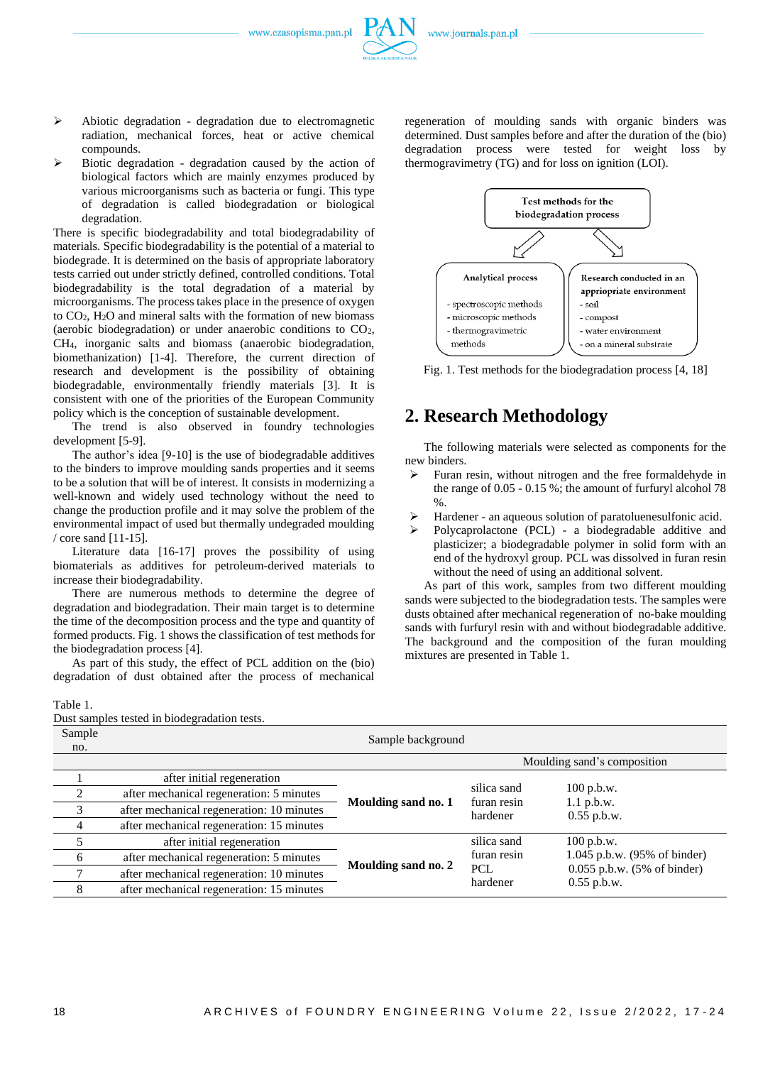- Abiotic degradation - degradation due to electromagnetic radiation, mechanical forces, heat or active chemical compounds.
- Biotic degradation - degradation caused by the action of biological factors which are mainly enzymes produced by various microorganisms such as bacteria or fungi. This type of degradation is called biodegradation or biological degradation.

There is specific biodegradability and total biodegradability of materials. Specific biodegradability is the potential of a material to biodegrade. It is determined on the basis of appropriate laboratory tests carried out under strictly defined, controlled conditions. Total biodegradability is the total degradation of a material by microorganisms. The process takes place in the presence of oxygen to $CO_2$, $H_2O$ and mineral salts with the formation of new biomass (aerobic biodegradation) or under anaerobic conditions to $CO_2$, $CH_4$, inorganic salts and biomass (anaerobic biodegradation, biomethanization) [1-4]. Therefore, the current direction of research and development is the possibility of obtaining biodegradable, environmentally friendly materials [3]. It is consistent with one of the priorities of the European Community policy which is the conception of sustainable development.

The trend is also observed in foundry technologies development [5-9].

The author's idea [9-10] is the use of biodegradable additives to the binders to improve moulding sands properties and it seems to be a solution that will be of interest. It consists in maintaining a well-known and widely used technology without the need to change the production profile and it may solve the problem of the environmental impact of used but thermally undegraded moulding / core sand [11-15].

Literature data [16-17] proves the possibility of using biomaterials as additives for petroleum-derived materials to increase their biodegradability.

There are numerous methods to determine the degree of degradation and biodegradation. Their main target is to determine the time of the decomposition process and the type and quantity of formed products. Fig. 1 shows the classification of test methods for the biodegradation process [4].

As part of this study, the effect of PCL addition on the (bio) degradation of dust obtained after the process of mechanical regeneration of moulding sands with organic binders was determined. Dust samples before and after the duration of the (bio) degradation process were tested for weight loss by thermogravimetry (TG) and for loss on ignition (LOI).

Test methods for the biodegradation process

Analytical process
- spectroscopic methods
- microscopic methods
- thermogravimetric methods

Research conducted in an appropriate environment
- soil
- compost
- water environment
- on a mineral substrate

Fig. 1. Test methods for the biodegradation process [4, 18]

## 2. Research Methodology

The following materials were selected as components for the new binders.

- Furan resin, without nitrogen and the free formaldehyde in the range of 0.05 - 0.15 %; the amount of furfuryl alcohol 78 %.
- Hardener - an aqueous solution of paratoluenesulfonic acid.
- Polycaprolactone (PCL) - a biodegradable additive and plasticizer; a biodegradable polymer in solid form with an end of the hydroxyl group. PCL was dissolved in furan resin without the need of using an additional solvent.

As part of this work, samples from two different moulding sands were subjected to the biodegradation tests. The samples were dusts obtained after mechanical regeneration of no-bake moulding sands with furfuryl resin with and without biodegradable additive. The background and the composition of the furan moulding mixtures are presented in Table 1.

Table 1.
Dust samples tested in biodegradation tests.

| Sample no. | Sample background | | Moulding sand's composition | |
|---|---|---|---|---|
| 1 | after initial regeneration | **Moulding sand no. 1** | silica sand<br>furan resin<br>hardener | 100 p.b.w.<br>1.1 p.b.w.<br>0.55 p.b.w. |
| 2 | after mechanical regeneration: 5 minutes | | | |
| 3 | after mechanical regeneration: 10 minutes | | | |
| 4 | after mechanical regeneration: 15 minutes | | | |
| 5 | after initial regeneration | **Moulding sand no. 2** | silica sand<br>furan resin<br>PCL<br>hardener | 100 p.b.w.<br>1.045 p.b.w. (95% of binder)<br>0.055 p.b.w. (5% of binder)<br>0.55 p.b.w. |
| 6 | after mechanical regeneration: 5 minutes | | | |
| 7 | after mechanical regeneration: 10 minutes | | | |
| 8 | after mechanical regeneration: 15 minutes | | | |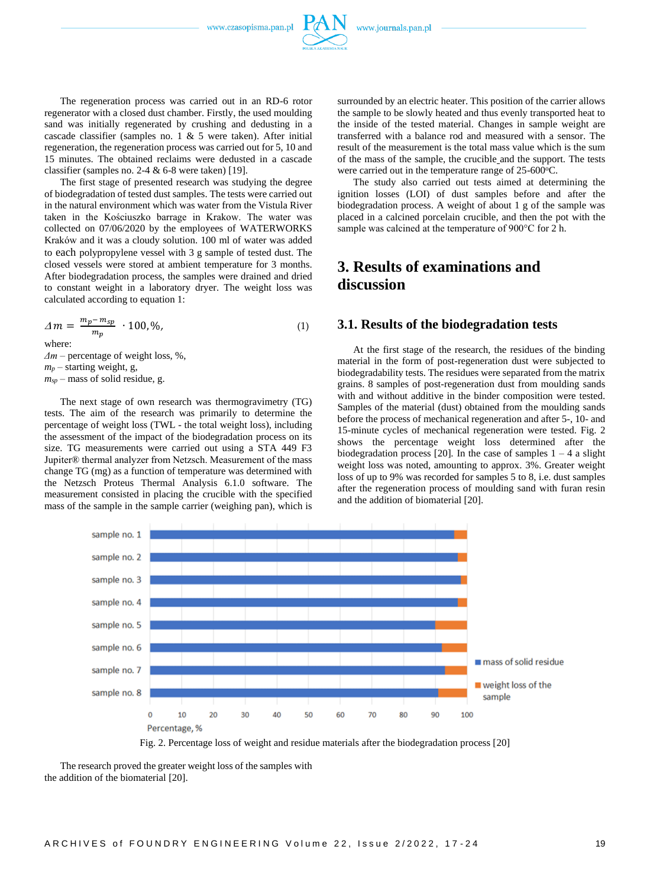The regeneration process was carried out in an RD-6 rotor regenerator with a closed dust chamber. Firstly, the used moulding sand was initially regenerated by crushing and dedusting in a cascade classifier (samples no. 1 & 5 were taken). After initial regeneration, the regeneration process was carried out for 5, 10 and 15 minutes. The obtained reclaims were dedusted in a cascade classifier (samples no. 2-4 & 6-8 were taken) [19].

The first stage of presented research was studying the degree of biodegradation of tested dust samples. The tests were carried out in the natural environment which was water from the Vistula River taken in the Kościuszko barrage in Krakow. The water was collected on 07/06/2020 by the employees of WATERWORKS Kraków and it was a cloudy solution. 100 ml of water was added to each polypropylene vessel with 3 g sample of tested dust. The closed vessels were stored at ambient temperature for 3 months. After biodegradation process, the samples were drained and dried to constant weight in a laboratory dryer. The weight loss was calculated according to equation 1:

$$\Delta m = \frac{m_p - m_{sp}}{m_p} \cdot 100,\%, \tag{1}$$

where:
$\Delta m$ – percentage of weight loss, %,
$m_p$ – starting weight, g,
$m_{sp}$ – mass of solid residue, g.

The next stage of own research was thermogravimetry (TG) tests. The aim of the research was primarily to determine the percentage of weight loss (TWL - the total weight loss), including the assessment of the impact of the biodegradation process on its size. TG measurements were carried out using a STA 449 F3 Jupiter® thermal analyzer from Netzsch. Measurement of the mass change TG (mg) as a function of temperature was determined with the Netzsch Proteus Thermal Analysis 6.1.0 software. The measurement consisted in placing the crucible with the specified mass of the sample in the sample carrier (weighing pan), which is surrounded by an electric heater. This position of the carrier allows the sample to be slowly heated and thus evenly transported heat to the inside of the tested material. Changes in sample weight are transferred with a balance rod and measured with a sensor. The result of the measurement is the total mass value which is the sum of the mass of the sample, the crucible and the support. The tests were carried out in the temperature range of 25-600°C.

The study also carried out tests aimed at determining the ignition losses (LOI) of dust samples before and after the biodegradation process. A weight of about 1 g of the sample was placed in a calcined porcelain crucible, and then the pot with the sample was calcined at the temperature of 900°C for 2 h.

# 3. Results of examinations and discussion

## 3.1. Results of the biodegradation tests

At the first stage of the research, the residues of the binding material in the form of post-regeneration dust were subjected to biodegradability tests. The residues were separated from the matrix grains. 8 samples of post-regeneration dust from moulding sands with and without additive in the binder composition were tested. Samples of the material (dust) obtained from the moulding sands before the process of mechanical regeneration and after 5-, 10- and 15-minute cycles of mechanical regeneration were tested. Fig. 2 shows the percentage weight loss determined after the biodegradation process [20]. In the case of samples 1 – 4 a slight weight loss was noted, amounting to approx. 3%. Greater weight loss of up to 9% was recorded for samples 5 to 8, i.e. dust samples after the regeneration process of moulding sand with furan resin and the addition of biomaterial [20].

Fig. 2. Percentage loss of weight and residue materials after the biodegradation process [20]

The research proved the greater weight loss of the samples with the addition of the biomaterial [20].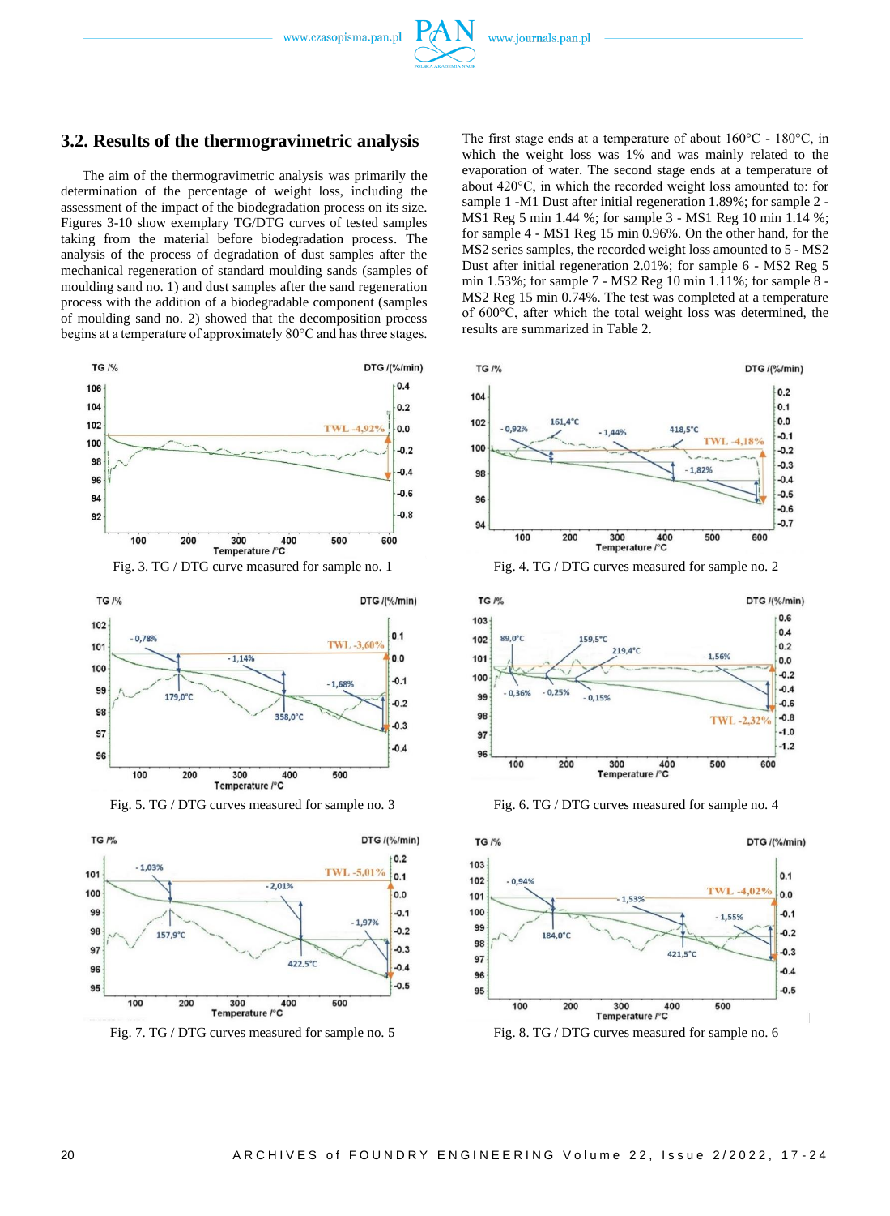## 3.2. Results of the thermogravimetric analysis

The aim of the thermogravimetric analysis was primarily the determination of the percentage of weight loss, including the assessment of the impact of the biodegradation process on its size. Figures 3-10 show exemplary TG/DTG curves of tested samples taking from the material before biodegradation process. The analysis of the process of degradation of dust samples after the mechanical regeneration of standard moulding sands (samples of moulding sand no. 1) and dust samples after the sand regeneration process with the addition of a biodegradable component (samples of moulding sand no. 2) showed that the decomposition process begins at a temperature of approximately 80°C and has three stages. The first stage ends at a temperature of about 160°C - 180°C, in which the weight loss was 1% and was mainly related to the evaporation of water. The second stage ends at a temperature of about 420°C, in which the recorded weight loss amounted to: for sample 1 -M1 Dust after initial regeneration 1.89%; for sample 2 - MS1 Reg 5 min 1.44 %; for sample 3 - MS1 Reg 10 min 1.14 %; for sample 4 - MS1 Reg 15 min 0.96%. On the other hand, for the MS2 series samples, the recorded weight loss amounted to 5 - MS2 Dust after initial regeneration 2.01%; for sample 6 - MS2 Reg 5 min 1.53%; for sample 7 - MS2 Reg 10 min 1.11%; for sample 8 - MS2 Reg 15 min 0.74%. The test was completed at a temperature of 600°C, after which the total weight loss was determined, the results are summarized in Table 2.

Fig. 3. TG / DTG curve measured for sample no. 1

Fig. 4. TG / DTG curves measured for sample no. 2

Fig. 5. TG / DTG curves measured for sample no. 3

Fig. 6. TG / DTG curves measured for sample no. 4

Fig. 7. TG / DTG curves measured for sample no. 5

Fig. 8. TG / DTG curves measured for sample no. 6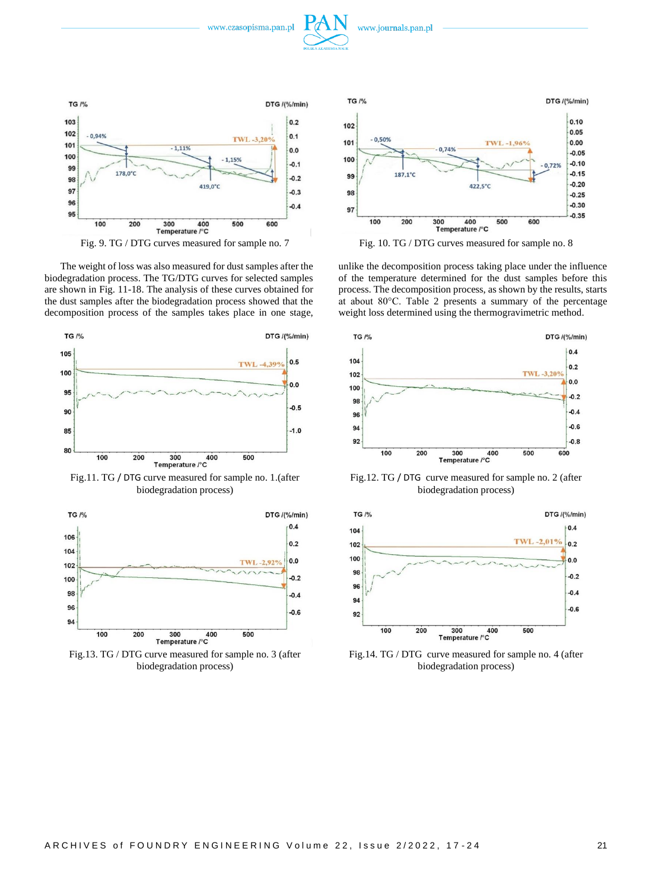Fig. 9. TG / DTG curves measured for sample no. 7

Fig. 10. TG / DTG curves measured for sample no. 8

The weight of loss was also measured for dust samples after the biodegradation process. The TG/DTG curves for selected samples are shown in Fig. 11-18. The analysis of these curves obtained for the dust samples after the biodegradation process showed that the decomposition process of the samples takes place in one stage, unlike the decomposition process taking place under the influence of the temperature determined for the dust samples before this process. The decomposition process, as shown by the results, starts at about 80°C. Table 2 presents a summary of the percentage weight loss determined using the thermogravimetric method.

Fig.11. TG / DTG curve measured for sample no. 1.(after biodegradation process)

Fig.12. TG / DTG curve measured for sample no. 2 (after biodegradation process)

Fig.13. TG / DTG curve measured for sample no. 3 (after biodegradation process)

Fig.14. TG / DTG curve measured for sample no. 4 (after biodegradation process)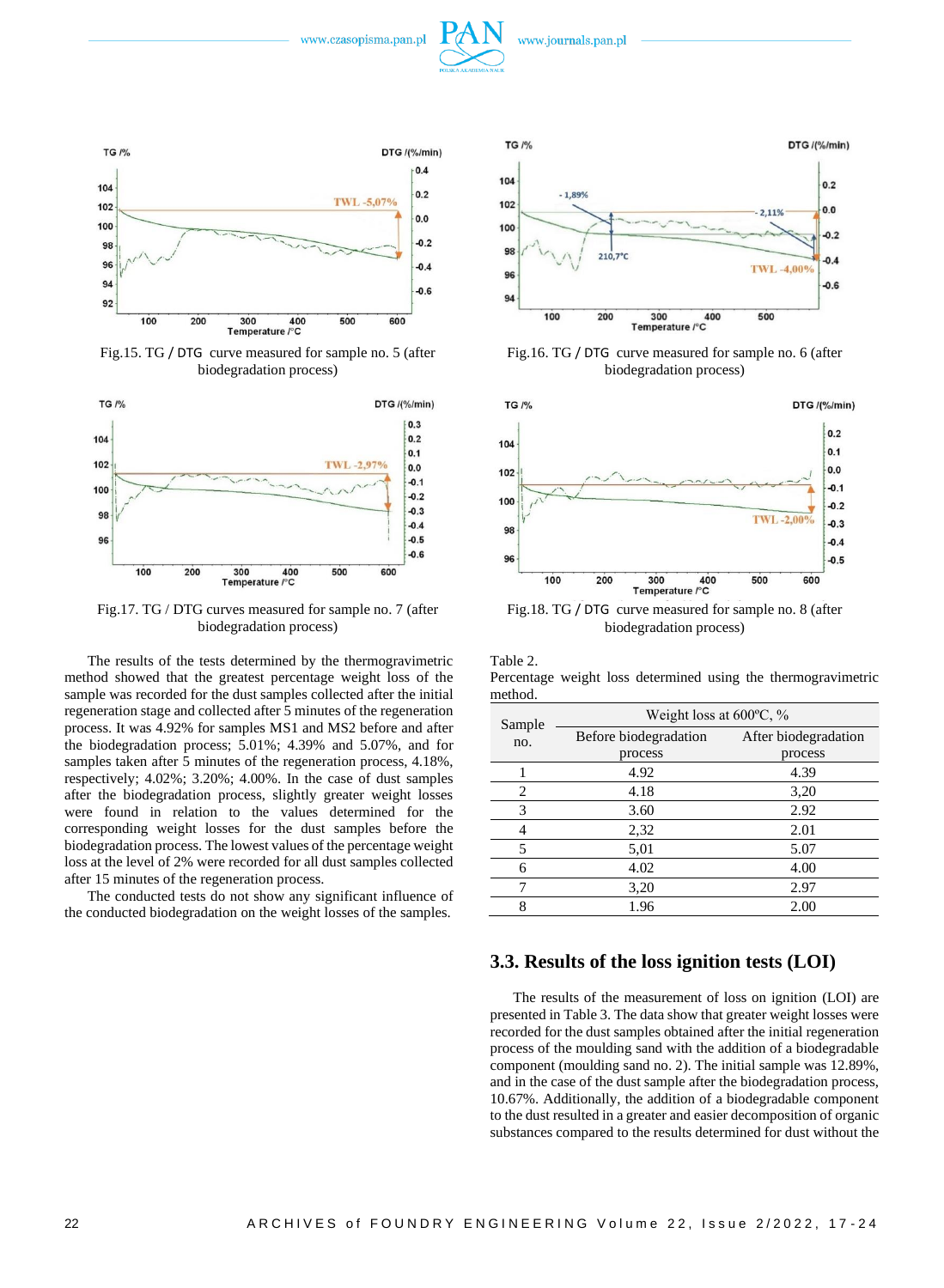Fig.15. TG / DTG curve measured for sample no. 5 (after biodegradation process)

Fig.16. TG / DTG curve measured for sample no. 6 (after biodegradation process)

Fig.17. TG / DTG curves measured for sample no. 7 (after biodegradation process)

Fig.18. TG / DTG curve measured for sample no. 8 (after biodegradation process)

The results of the tests determined by the thermogravimetric method showed that the greatest percentage weight loss of the sample was recorded for the dust samples collected after the initial regeneration stage and collected after 5 minutes of the regeneration process. It was 4.92% for samples MS1 and MS2 before and after the biodegradation process; 5.01%; 4.39% and 5.07%, and for samples taken after 5 minutes of the regeneration process, 4.18%, respectively; 4.02%; 3.20%; 4.00%. In the case of dust samples after the biodegradation process, slightly greater weight losses were found in relation to the values determined for the corresponding weight losses for the dust samples before the biodegradation process. The lowest values of the percentage weight loss at the level of 2% were recorded for all dust samples collected after 15 minutes of the regeneration process.

The conducted tests do not show any significant influence of the conducted biodegradation on the weight losses of the samples.

Table 2.
Percentage weight loss determined using the thermogravimetric method.

| Sample no. | Weight loss at 600ºC, % | |
|---|---|---|
| | Before biodegradation process | After biodegradation process |
| 1 | 4.92 | 4.39 |
| 2 | 4.18 | 3,20 |
| 3 | 3.60 | 2.92 |
| 4 | 2,32 | 2.01 |
| 5 | 5,01 | 5.07 |
| 6 | 4.02 | 4.00 |
| 7 | 3,20 | 2.97 |
| 8 | 1.96 | 2.00 |

## 3.3. Results of the loss ignition tests (LOI)

The results of the measurement of loss on ignition (LOI) are presented in Table 3. The data show that greater weight losses were recorded for the dust samples obtained after the initial regeneration process of the moulding sand with the addition of a biodegradable component (moulding sand no. 2). The initial sample was 12.89%, and in the case of the dust sample after the biodegradation process, 10.67%. Additionally, the addition of a biodegradable component to the dust resulted in a greater and easier decomposition of organic substances compared to the results determined for dust without the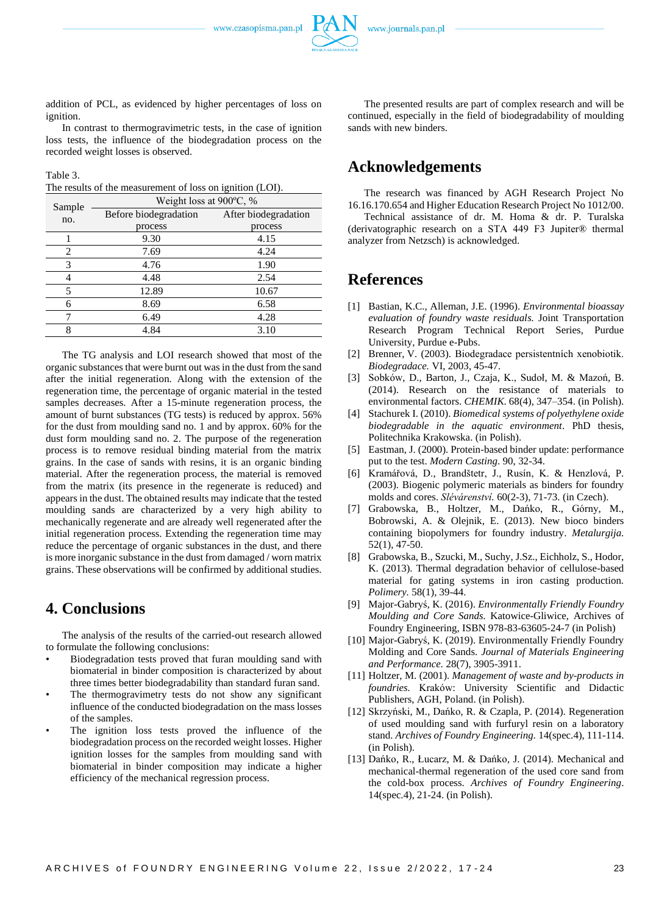addition of PCL, as evidenced by higher percentages of loss on ignition.

In contrast to thermogravimetric tests, in the case of ignition loss tests, the influence of the biodegradation process on the recorded weight losses is observed.

Table 3.
The results of the measurement of loss on ignition (LOI).

| Sample no. | Weight loss at 900ºC, % | |
|---|---|---|
| | Before biodegradation process | After biodegradation process |
| 1 | 9.30 | 4.15 |
| 2 | 7.69 | 4.24 |
| 3 | 4.76 | 1.90 |
| 4 | 4.48 | 2.54 |
| 5 | 12.89 | 10.67 |
| 6 | 8.69 | 6.58 |
| 7 | 6.49 | 4.28 |
| 8 | 4.84 | 3.10 |

The TG analysis and LOI research showed that most of the organic substances that were burnt out was in the dust from the sand after the initial regeneration. Along with the extension of the regeneration time, the percentage of organic material in the tested samples decreases. After a 15-minute regeneration process, the amount of burnt substances (TG tests) is reduced by approx. 56% for the dust from moulding sand no. 1 and by approx. 60% for the dust form moulding sand no. 2. The purpose of the regeneration process is to remove residual binding material from the matrix grains. In the case of sands with resins, it is an organic binding material. After the regeneration process, the material is removed from the matrix (its presence in the regenerate is reduced) and appears in the dust. The obtained results may indicate that the tested moulding sands are characterized by a very high ability to mechanically regenerate and are already well regenerated after the initial regeneration process. Extending the regeneration time may reduce the percentage of organic substances in the dust, and there is more inorganic substance in the dust from damaged / worn matrix grains. These observations will be confirmed by additional studies.

## 4. Conclusions

The analysis of the results of the carried-out research allowed to formulate the following conclusions:

- Biodegradation tests proved that furan moulding sand with biomaterial in binder composition is characterized by about three times better biodegradability than standard furan sand.
- The thermogravimetry tests do not show any significant influence of the conducted biodegradation on the mass losses of the samples.
- The ignition loss tests proved the influence of the biodegradation process on the recorded weight losses. Higher ignition losses for the samples from moulding sand with biomaterial in binder composition may indicate a higher efficiency of the mechanical regression process.

The presented results are part of complex research and will be continued, especially in the field of biodegradability of moulding sands with new binders.

## Acknowledgements

The research was financed by AGH Research Project No 16.16.170.654 and Higher Education Research Project No 1012/00.

Technical assistance of dr. M. Homa & dr. P. Turalska (derivatographic research on a STA 449 F3 Jupiter® thermal analyzer from Netzsch) is acknowledged.

## References

[1] Bastian, K.C., Alleman, J.E. (1996). *Environmental bioassay evaluation of foundry waste residuals.* Joint Transportation Research Program Technical Report Series, Purdue University, Purdue e-Pubs.

[2] Brenner, V. (2003). Biodegradace persistentních xenobiotik. *Biodegradace.* VI, 2003, 45-47.

[3] Sobków, D., Barton, J., Czaja, K., Sudoł, M. & Mazoń, B. (2014). Research on the resistance of materials to environmental factors. *CHEMIK.* 68(4), 347–354. (in Polish).

[4] Stachurek I. (2010). *Biomedical systems of polyethylene oxide biodegradable in the aquatic environment*. PhD thesis, Politechnika Krakowska. (in Polish).

[5] Eastman, J. (2000). Protein-based binder update: performance put to the test. *Modern Casting.* 90, 32-34.

[6] Kramářová, D., Brandštetr, J., Rusín, K. & Henzlová, P. (2003). Biogenic polymeric materials as binders for foundry molds and cores. *Slévárenství.* 60(2-3), 71-73. (in Czech).

[7] Grabowska, B., Holtzer, M., Dańko, R., Górny, M., Bobrowski, A. & Olejnik, E. (2013). New bioco binders containing biopolymers for foundry industry. *Metalurgija.* 52(1), 47-50.

[8] Grabowska, B., Szucki, M., Suchy, J.Sz., Eichholz, S., Hodor, K. (2013). Thermal degradation behavior of cellulose-based material for gating systems in iron casting production. *Polimery.* 58(1), 39-44.

[9] Major-Gabryś, K. (2016). *Environmentally Friendly Foundry Moulding and Core Sands.* Katowice-Gliwice, Archives of Foundry Engineering, ISBN 978-83-63605-24-7 (in Polish)

[10] Major-Gabryś, K. (2019). Environmentally Friendly Foundry Molding and Core Sands. *Journal of Materials Engineering and Performance*. 28(7), 3905-3911.

[11] Holtzer, M. (2001). *Management of waste and by-products in foundries.* Kraków: University Scientific and Didactic Publishers, AGH, Poland. (in Polish).

[12] Skrzyński, M., Dańko, R. & Czapla, P. (2014). Regeneration of used moulding sand with furfuryl resin on a laboratory stand. *Archives of Foundry Engineering*. 14(spec.4), 111-114. (in Polish).

[13] Dańko, R., Łucarz, M. & Dańko, J. (2014). Mechanical and mechanical-thermal regeneration of the used core sand from the cold-box process. *Archives of Foundry Engineering*. 14(spec.4), 21-24. (in Polish).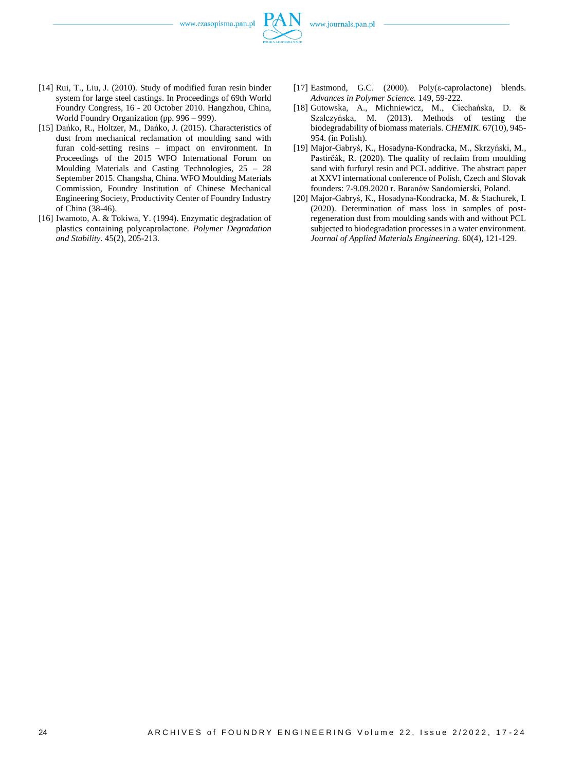[14] Rui, T., Liu, J. (2010). Study of modified furan resin binder system for large steel castings. In Proceedings of 69th World Foundry Congress, 16 - 20 October 2010. Hangzhou, China, World Foundry Organization (pp. 996 – 999).

[15] Dańko, R., Holtzer, M., Dańko, J. (2015). Characteristics of dust from mechanical reclamation of moulding sand with furan cold-setting resins – impact on environment. In Proceedings of the 2015 WFO International Forum on Moulding Materials and Casting Technologies, 25 – 28 September 2015. Changsha, China. WFO Moulding Materials Commission, Foundry Institution of Chinese Mechanical Engineering Society, Productivity Center of Foundry Industry of China (38-46).

[16] Iwamoto, A. & Tokiwa, Y. (1994). Enzymatic degradation of plastics containing polycaprolactone. *Polymer Degradation and Stability*. 45(2), 205-213.

[17] Eastmond, G.C. (2000). Poly(ε-caprolactone) blends. *Advances in Polymer Science.* 149, 59-222.

[18] Gutowska, A., Michniewicz, M., Ciechańska, D. & Szalczyńska, M. (2013). Methods of testing the biodegradability of biomass materials. *CHEMIK*. 67(10), 945-954. (in Polish).

[19] Major-Gabryś, K., Hosadyna-Kondracka, M., Skrzyński, M., Pastirčák, R. (2020). The quality of reclaim from moulding sand with furfuryl resin and PCL additive. The abstract paper at XXVI international conference of Polish, Czech and Slovak founders: 7-9.09.2020 r. Baranów Sandomierski, Poland.

[20] Major-Gabryś, K., Hosadyna-Kondracka, M. & Stachurek, I. (2020). Determination of mass loss in samples of post-regeneration dust from moulding sands with and without PCL subjected to biodegradation processes in a water environment. *Journal of Applied Materials Engineering*. 60(4), 121-129.